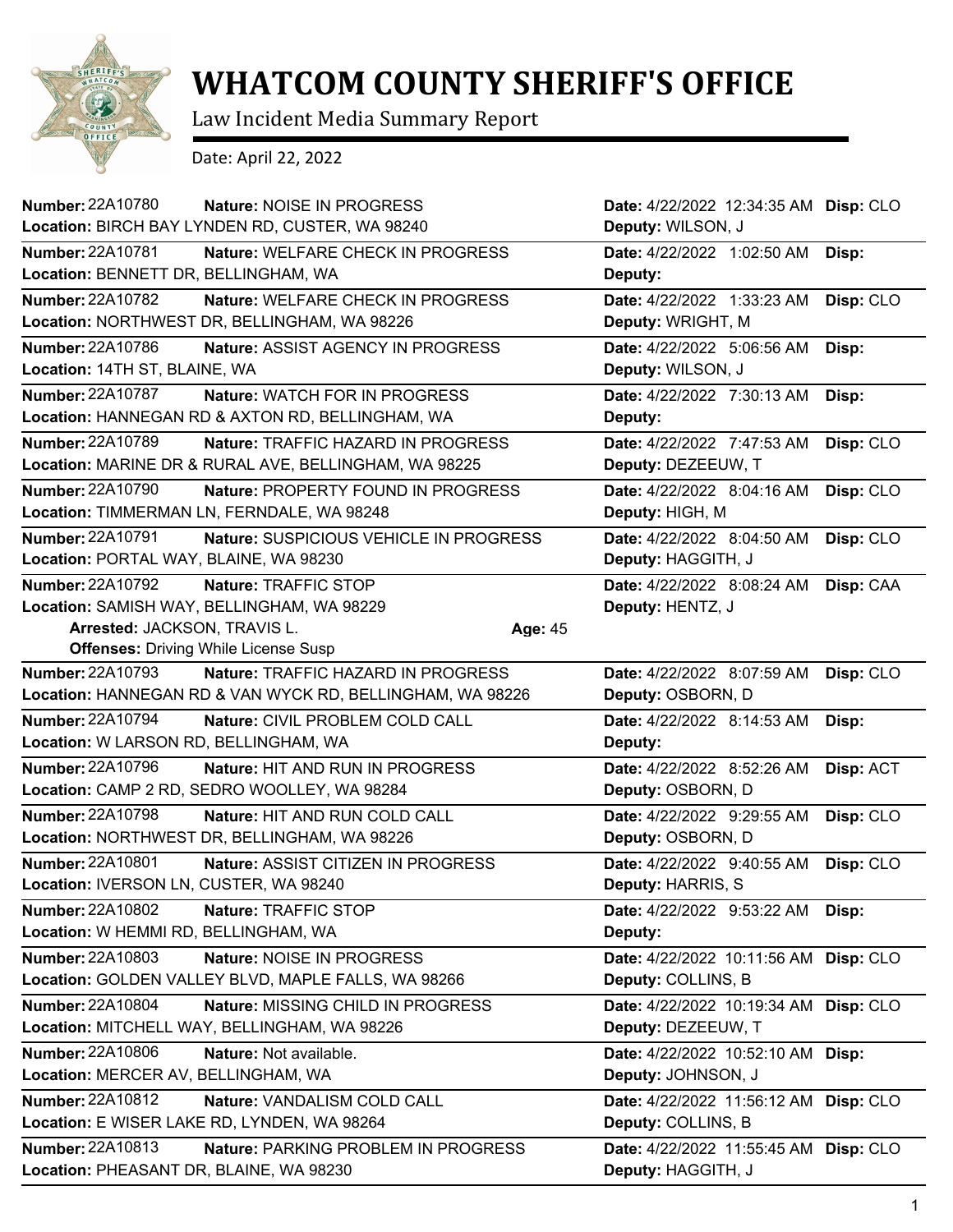# WHATCOM COUNTY SHERIFF'S OFFICE

Law Incident Media Summary Report

Date: April 22, 2022

**Number:** 22A10780 **Nature:** NOISE IN PROGRESS **Date:** 4/22/2022 12:34:35 AM **Disp:** CLO
**Location:** BIRCH BAY LYNDEN RD, CUSTER, WA 98240 **Deputy:** WILSON, J

---

**Number:** 22A10781 **Nature:** WELFARE CHECK IN PROGRESS **Date:** 4/22/2022 1:02:50 AM **Disp:**
**Location:** BENNETT DR, BELLINGHAM, WA **Deputy:**

---

**Number:** 22A10782 **Nature:** WELFARE CHECK IN PROGRESS **Date:** 4/22/2022 1:33:23 AM **Disp:** CLO
**Location:** NORTHWEST DR, BELLINGHAM, WA 98226 **Deputy:** WRIGHT, M

---

**Number:** 22A10786 **Nature:** ASSIST AGENCY IN PROGRESS **Date:** 4/22/2022 5:06:56 AM **Disp:**
**Location:** 14TH ST, BLAINE, WA **Deputy:** WILSON, J

---

**Number:** 22A10787 **Nature:** WATCH FOR IN PROGRESS **Date:** 4/22/2022 7:30:13 AM **Disp:**
**Location:** HANNEGAN RD & AXTON RD, BELLINGHAM, WA **Deputy:**

---

**Number:** 22A10789 **Nature:** TRAFFIC HAZARD IN PROGRESS **Date:** 4/22/2022 7:47:53 AM **Disp:** CLO
**Location:** MARINE DR & RURAL AVE, BELLINGHAM, WA 98225 **Deputy:** DEZEEUW, T

---

**Number:** 22A10790 **Nature:** PROPERTY FOUND IN PROGRESS **Date:** 4/22/2022 8:04:16 AM **Disp:** CLO
**Location:** TIMMERMAN LN, FERNDALE, WA 98248 **Deputy:** HIGH, M

---

**Number:** 22A10791 **Nature:** SUSPICIOUS VEHICLE IN PROGRESS **Date:** 4/22/2022 8:04:50 AM **Disp:** CLO
**Location:** PORTAL WAY, BLAINE, WA 98230 **Deputy:** HAGGITH, J

---

**Number:** 22A10792 **Nature:** TRAFFIC STOP **Date:** 4/22/2022 8:08:24 AM **Disp:** CAA
**Location:** SAMISH WAY, BELLINGHAM, WA 98229 **Deputy:** HENTZ, J
**Arrested:** JACKSON, TRAVIS L. **Age:** 45
**Offenses:** Driving While License Susp

---

**Number:** 22A10793 **Nature:** TRAFFIC HAZARD IN PROGRESS **Date:** 4/22/2022 8:07:59 AM **Disp:** CLO
**Location:** HANNEGAN RD & VAN WYCK RD, BELLINGHAM, WA 98226 **Deputy:** OSBORN, D

---

**Number:** 22A10794 **Nature:** CIVIL PROBLEM COLD CALL **Date:** 4/22/2022 8:14:53 AM **Disp:**
**Location:** W LARSON RD, BELLINGHAM, WA **Deputy:**

---

**Number:** 22A10796 **Nature:** HIT AND RUN IN PROGRESS **Date:** 4/22/2022 8:52:26 AM **Disp:** ACT
**Location:** CAMP 2 RD, SEDRO WOOLLEY, WA 98284 **Deputy:** OSBORN, D

---

**Number:** 22A10798 **Nature:** HIT AND RUN COLD CALL **Date:** 4/22/2022 9:29:55 AM **Disp:** CLO
**Location:** NORTHWEST DR, BELLINGHAM, WA 98226 **Deputy:** OSBORN, D

---

**Number:** 22A10801 **Nature:** ASSIST CITIZEN IN PROGRESS **Date:** 4/22/2022 9:40:55 AM **Disp:** CLO
**Location:** IVERSON LN, CUSTER, WA 98240 **Deputy:** HARRIS, S

---

**Number:** 22A10802 **Nature:** TRAFFIC STOP **Date:** 4/22/2022 9:53:22 AM **Disp:**
**Location:** W HEMMI RD, BELLINGHAM, WA **Deputy:**

---

**Number:** 22A10803 **Nature:** NOISE IN PROGRESS **Date:** 4/22/2022 10:11:56 AM **Disp:** CLO
**Location:** GOLDEN VALLEY BLVD, MAPLE FALLS, WA 98266 **Deputy:** COLLINS, B

---

**Number:** 22A10804 **Nature:** MISSING CHILD IN PROGRESS **Date:** 4/22/2022 10:19:34 AM **Disp:** CLO
**Location:** MITCHELL WAY, BELLINGHAM, WA 98226 **Deputy:** DEZEEUW, T

---

**Number:** 22A10806 **Nature:** Not available. **Date:** 4/22/2022 10:52:10 AM **Disp:**
**Location:** MERCER AV, BELLINGHAM, WA **Deputy:** JOHNSON, J

---

**Number:** 22A10812 **Nature:** VANDALISM COLD CALL **Date:** 4/22/2022 11:56:12 AM **Disp:** CLO
**Location:** E WISER LAKE RD, LYNDEN, WA 98264 **Deputy:** COLLINS, B

---

**Number:** 22A10813 **Nature:** PARKING PROBLEM IN PROGRESS **Date:** 4/22/2022 11:55:45 AM **Disp:** CLO
**Location:** PHEASANT DR, BLAINE, WA 98230 **Deputy:** HAGGITH, J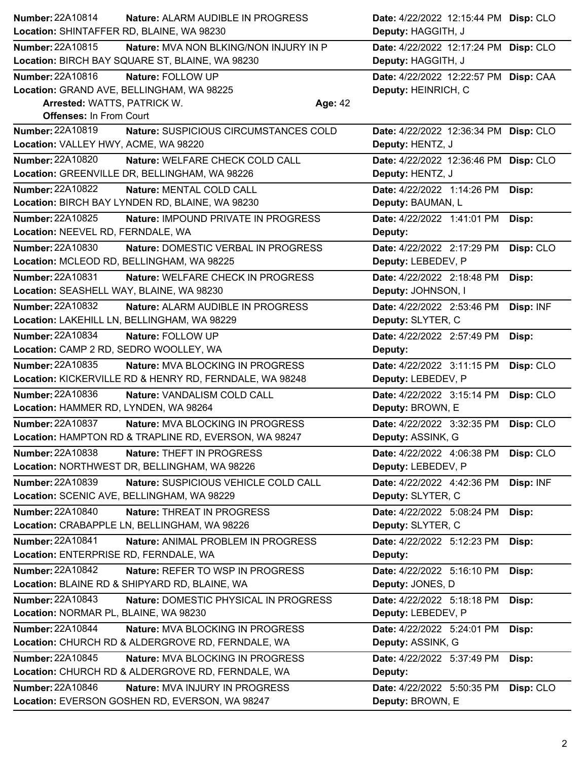**Number:** 22A10814 **Nature:** ALARM AUDIBLE IN PROGRESS **Date:** 4/22/2022 12:15:44 PM **Disp:** CLO
**Location:** SHINTAFFER RD, BLAINE, WA 98230 **Deputy:** HAGGITH, J

---

**Number:** 22A10815 **Nature:** MVA NON BLKING/NON INJURY IN P **Date:** 4/22/2022 12:17:24 PM **Disp:** CLO
**Location:** BIRCH BAY SQUARE ST, BLAINE, WA 98230 **Deputy:** HAGGITH, J

---

**Number:** 22A10816 **Nature:** FOLLOW UP **Date:** 4/22/2022 12:22:57 PM **Disp:** CAA
**Location:** GRAND AVE, BELLINGHAM, WA 98225 **Deputy:** HEINRICH, C
**Arrested:** WATTS, PATRICK W. **Age:** 42
**Offenses:** In From Court

---

**Number:** 22A10819 **Nature:** SUSPICIOUS CIRCUMSTANCES COLD **Date:** 4/22/2022 12:36:34 PM **Disp:** CLO
**Location:** VALLEY HWY, ACME, WA 98220 **Deputy:** HENTZ, J

---

**Number:** 22A10820 **Nature:** WELFARE CHECK COLD CALL **Date:** 4/22/2022 12:36:46 PM **Disp:** CLO
**Location:** GREENVILLE DR, BELLINGHAM, WA 98226 **Deputy:** HENTZ, J

---

**Number:** 22A10822 **Nature:** MENTAL COLD CALL **Date:** 4/22/2022 1:14:26 PM **Disp:**
**Location:** BIRCH BAY LYNDEN RD, BLAINE, WA 98230 **Deputy:** BAUMAN, L

---

**Number:** 22A10825 **Nature:** IMPOUND PRIVATE IN PROGRESS **Date:** 4/22/2022 1:41:01 PM **Disp:**
**Location:** NEEVEL RD, FERNDALE, WA **Deputy:**

---

**Number:** 22A10830 **Nature:** DOMESTIC VERBAL IN PROGRESS **Date:** 4/22/2022 2:17:29 PM **Disp:** CLO
**Location:** MCLEOD RD, BELLINGHAM, WA 98225 **Deputy:** LEBEDEV, P

---

**Number:** 22A10831 **Nature:** WELFARE CHECK IN PROGRESS **Date:** 4/22/2022 2:18:48 PM **Disp:**
**Location:** SEASHELL WAY, BLAINE, WA 98230 **Deputy:** JOHNSON, I

---

**Number:** 22A10832 **Nature:** ALARM AUDIBLE IN PROGRESS **Date:** 4/22/2022 2:53:46 PM **Disp:** INF
**Location:** LAKEHILL LN, BELLINGHAM, WA 98229 **Deputy:** SLYTER, C

---

**Number:** 22A10834 **Nature:** FOLLOW UP **Date:** 4/22/2022 2:57:49 PM **Disp:**
**Location:** CAMP 2 RD, SEDRO WOOLLEY, WA **Deputy:**

---

**Number:** 22A10835 **Nature:** MVA BLOCKING IN PROGRESS **Date:** 4/22/2022 3:11:15 PM **Disp:** CLO
**Location:** KICKERVILLE RD & HENRY RD, FERNDALE, WA 98248 **Deputy:** LEBEDEV, P

---

**Number:** 22A10836 **Nature:** VANDALISM COLD CALL **Date:** 4/22/2022 3:15:14 PM **Disp:** CLO
**Location:** HAMMER RD, LYNDEN, WA 98264 **Deputy:** BROWN, E

---

**Number:** 22A10837 **Nature:** MVA BLOCKING IN PROGRESS **Date:** 4/22/2022 3:32:35 PM **Disp:** CLO
**Location:** HAMPTON RD & TRAPLINE RD, EVERSON, WA 98247 **Deputy:** ASSINK, G

---

**Number:** 22A10838 **Nature:** THEFT IN PROGRESS **Date:** 4/22/2022 4:06:38 PM **Disp:** CLO
**Location:** NORTHWEST DR, BELLINGHAM, WA 98226 **Deputy:** LEBEDEV, P

---

**Number:** 22A10839 **Nature:** SUSPICIOUS VEHICLE COLD CALL **Date:** 4/22/2022 4:42:36 PM **Disp:** INF
**Location:** SCENIC AVE, BELLINGHAM, WA 98229 **Deputy:** SLYTER, C

---

**Number:** 22A10840 **Nature:** THREAT IN PROGRESS **Date:** 4/22/2022 5:08:24 PM **Disp:**
**Location:** CRABAPPLE LN, BELLINGHAM, WA 98226 **Deputy:** SLYTER, C

---

**Number:** 22A10841 **Nature:** ANIMAL PROBLEM IN PROGRESS **Date:** 4/22/2022 5:12:23 PM **Disp:**
**Location:** ENTERPRISE RD, FERNDALE, WA **Deputy:**

---

**Number:** 22A10842 **Nature:** REFER TO WSP IN PROGRESS **Date:** 4/22/2022 5:16:10 PM **Disp:**
**Location:** BLAINE RD & SHIPYARD RD, BLAINE, WA **Deputy:** JONES, D

---

**Number:** 22A10843 **Nature:** DOMESTIC PHYSICAL IN PROGRESS **Date:** 4/22/2022 5:18:18 PM **Disp:**
**Location:** NORMAR PL, BLAINE, WA 98230 **Deputy:** LEBEDEV, P

---

**Number:** 22A10844 **Nature:** MVA BLOCKING IN PROGRESS **Date:** 4/22/2022 5:24:01 PM **Disp:**
**Location:** CHURCH RD & ALDERGROVE RD, FERNDALE, WA **Deputy:** ASSINK, G

---

**Number:** 22A10845 **Nature:** MVA BLOCKING IN PROGRESS **Date:** 4/22/2022 5:37:49 PM **Disp:**
**Location:** CHURCH RD & ALDERGROVE RD, FERNDALE, WA **Deputy:**

---

**Number:** 22A10846 **Nature:** MVA INJURY IN PROGRESS **Date:** 4/22/2022 5:50:35 PM **Disp:** CLO
**Location:** EVERSON GOSHEN RD, EVERSON, WA 98247 **Deputy:** BROWN, E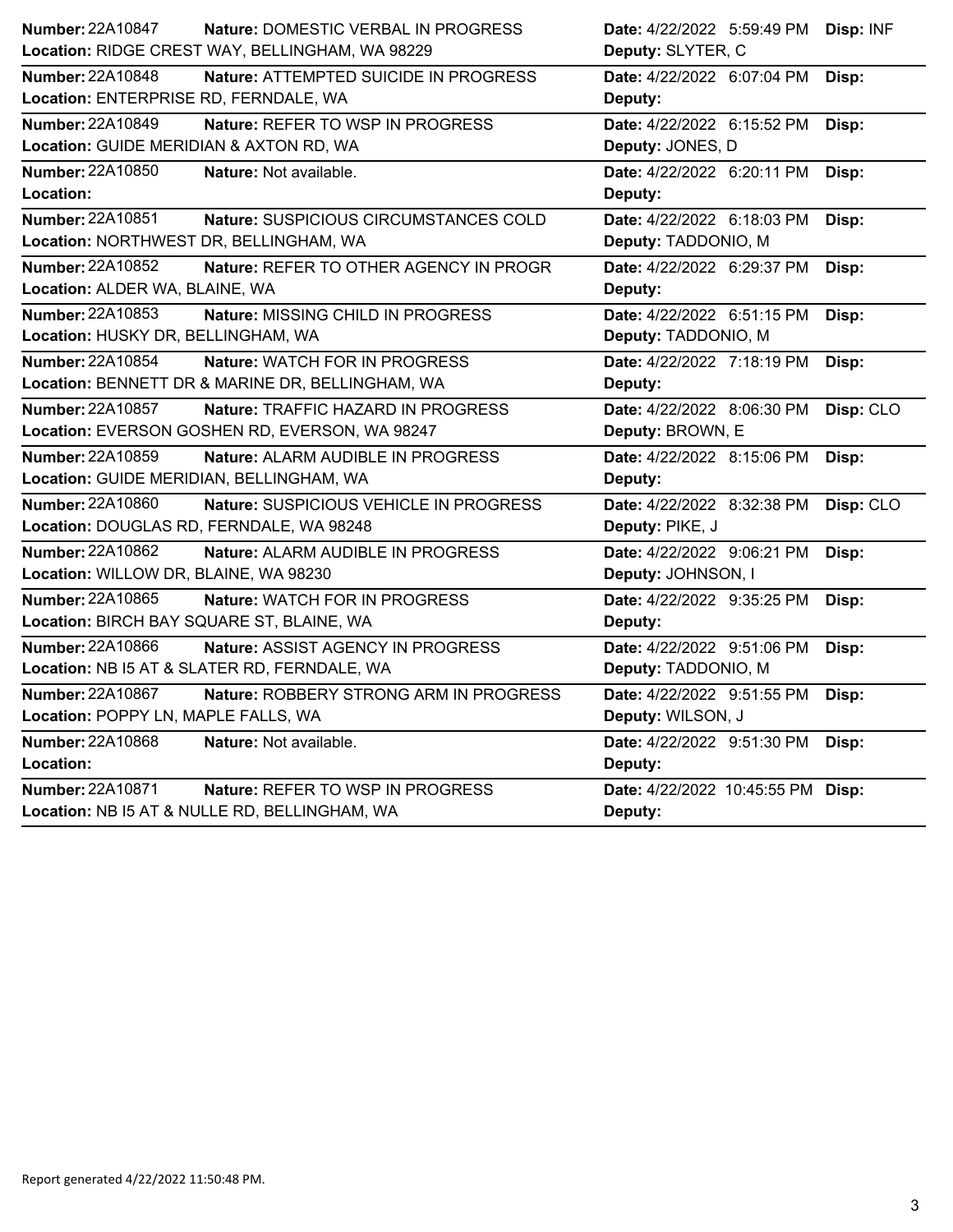**Number:** 22A10847 **Nature:** DOMESTIC VERBAL IN PROGRESS **Date:** 4/22/2022 5:59:49 PM **Disp:** INF
**Location:** RIDGE CREST WAY, BELLINGHAM, WA 98229 **Deputy:** SLYTER, C

**Number:** 22A10848 **Nature:** ATTEMPTED SUICIDE IN PROGRESS **Date:** 4/22/2022 6:07:04 PM **Disp:**
**Location:** ENTERPRISE RD, FERNDALE, WA **Deputy:**

**Number:** 22A10849 **Nature:** REFER TO WSP IN PROGRESS **Date:** 4/22/2022 6:15:52 PM **Disp:**
**Location:** GUIDE MERIDIAN & AXTON RD, WA **Deputy:** JONES, D

**Number:** 22A10850 **Nature:** Not available. **Date:** 4/22/2022 6:20:11 PM **Disp:**
**Location:** **Deputy:**

**Number:** 22A10851 **Nature:** SUSPICIOUS CIRCUMSTANCES COLD **Date:** 4/22/2022 6:18:03 PM **Disp:**
**Location:** NORTHWEST DR, BELLINGHAM, WA **Deputy:** TADDONIO, M

**Number:** 22A10852 **Nature:** REFER TO OTHER AGENCY IN PROGR **Date:** 4/22/2022 6:29:37 PM **Disp:**
**Location:** ALDER WA, BLAINE, WA **Deputy:**

**Number:** 22A10853 **Nature:** MISSING CHILD IN PROGRESS **Date:** 4/22/2022 6:51:15 PM **Disp:**
**Location:** HUSKY DR, BELLINGHAM, WA **Deputy:** TADDONIO, M

**Number:** 22A10854 **Nature:** WATCH FOR IN PROGRESS **Date:** 4/22/2022 7:18:19 PM **Disp:**
**Location:** BENNETT DR & MARINE DR, BELLINGHAM, WA **Deputy:**

**Number:** 22A10857 **Nature:** TRAFFIC HAZARD IN PROGRESS **Date:** 4/22/2022 8:06:30 PM **Disp:** CLO
**Location:** EVERSON GOSHEN RD, EVERSON, WA 98247 **Deputy:** BROWN, E

**Number:** 22A10859 **Nature:** ALARM AUDIBLE IN PROGRESS **Date:** 4/22/2022 8:15:06 PM **Disp:**
**Location:** GUIDE MERIDIAN, BELLINGHAM, WA **Deputy:**

**Number:** 22A10860 **Nature:** SUSPICIOUS VEHICLE IN PROGRESS **Date:** 4/22/2022 8:32:38 PM **Disp:** CLO
**Location:** DOUGLAS RD, FERNDALE, WA 98248 **Deputy:** PIKE, J

**Number:** 22A10862 **Nature:** ALARM AUDIBLE IN PROGRESS **Date:** 4/22/2022 9:06:21 PM **Disp:**
**Location:** WILLOW DR, BLAINE, WA 98230 **Deputy:** JOHNSON, I

**Number:** 22A10865 **Nature:** WATCH FOR IN PROGRESS **Date:** 4/22/2022 9:35:25 PM **Disp:**
**Location:** BIRCH BAY SQUARE ST, BLAINE, WA **Deputy:**

**Number:** 22A10866 **Nature:** ASSIST AGENCY IN PROGRESS **Date:** 4/22/2022 9:51:06 PM **Disp:**
**Location:** NB I5 AT & SLATER RD, FERNDALE, WA **Deputy:** TADDONIO, M

**Number:** 22A10867 **Nature:** ROBBERY STRONG ARM IN PROGRESS **Date:** 4/22/2022 9:51:55 PM **Disp:**
**Location:** POPPY LN, MAPLE FALLS, WA **Deputy:** WILSON, J

**Number:** 22A10868 **Nature:** Not available. **Date:** 4/22/2022 9:51:30 PM **Disp:**
**Location:** **Deputy:**

**Number:** 22A10871 **Nature:** REFER TO WSP IN PROGRESS **Date:** 4/22/2022 10:45:55 PM **Disp:**
**Location:** NB I5 AT & NULLE RD, BELLINGHAM, WA **Deputy:**

Report generated 4/22/2022 11:50:48 PM.